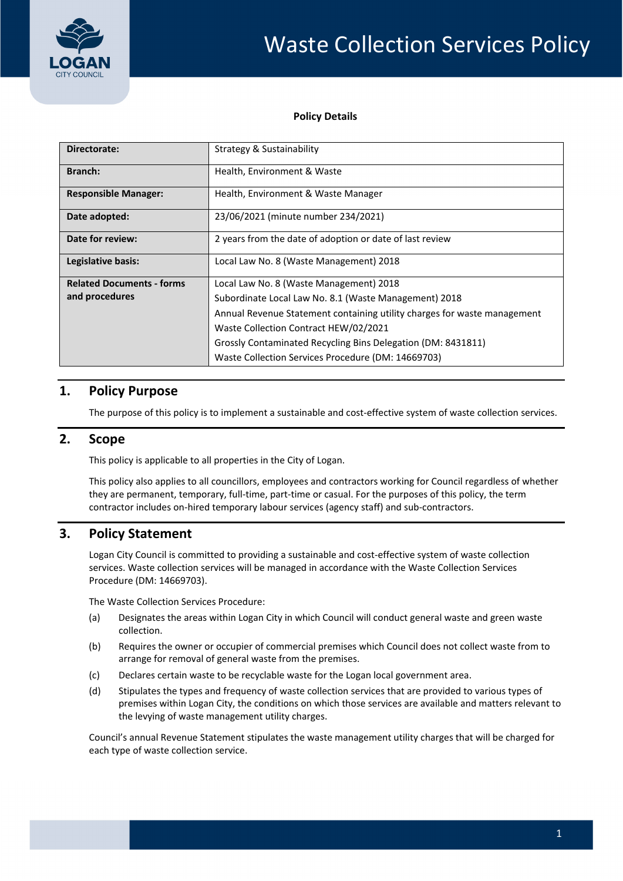# Waste Collection Services Policy

**Policy Details**

| **Directorate:** | Strategy & Sustainability |
|---|---|
| **Branch:** | Health, Environment & Waste |
| **Responsible Manager:** | Health, Environment & Waste Manager |
| **Date adopted:** | 23/06/2021 (minute number 234/2021) |
| **Date for review:** | 2 years from the date of adoption or date of last review |
| **Legislative basis:** | Local Law No. 8 (Waste Management) 2018 |
| **Related Documents - forms and procedures** | Local Law No. 8 (Waste Management) 2018<br>Subordinate Local Law No. 8.1 (Waste Management) 2018<br>Annual Revenue Statement containing utility charges for waste management<br>Waste Collection Contract HEW/02/2021<br>Grossly Contaminated Recycling Bins Delegation (DM: 8431811)<br>Waste Collection Services Procedure (DM: 14669703) |

## 1. Policy Purpose

The purpose of this policy is to implement a sustainable and cost-effective system of waste collection services.

## 2. Scope

This policy is applicable to all properties in the City of Logan.

This policy also applies to all councillors, employees and contractors working for Council regardless of whether they are permanent, temporary, full-time, part-time or casual. For the purposes of this policy, the term contractor includes on-hired temporary labour services (agency staff) and sub-contractors.

## 3. Policy Statement

Logan City Council is committed to providing a sustainable and cost-effective system of waste collection services. Waste collection services will be managed in accordance with the Waste Collection Services Procedure (DM: 14669703).

The Waste Collection Services Procedure:

(a) Designates the areas within Logan City in which Council will conduct general waste and green waste collection.

(b) Requires the owner or occupier of commercial premises which Council does not collect waste from to arrange for removal of general waste from the premises.

(c) Declares certain waste to be recyclable waste for the Logan local government area.

(d) Stipulates the types and frequency of waste collection services that are provided to various types of premises within Logan City, the conditions on which those services are available and matters relevant to the levying of waste management utility charges.

Council's annual Revenue Statement stipulates the waste management utility charges that will be charged for each type of waste collection service.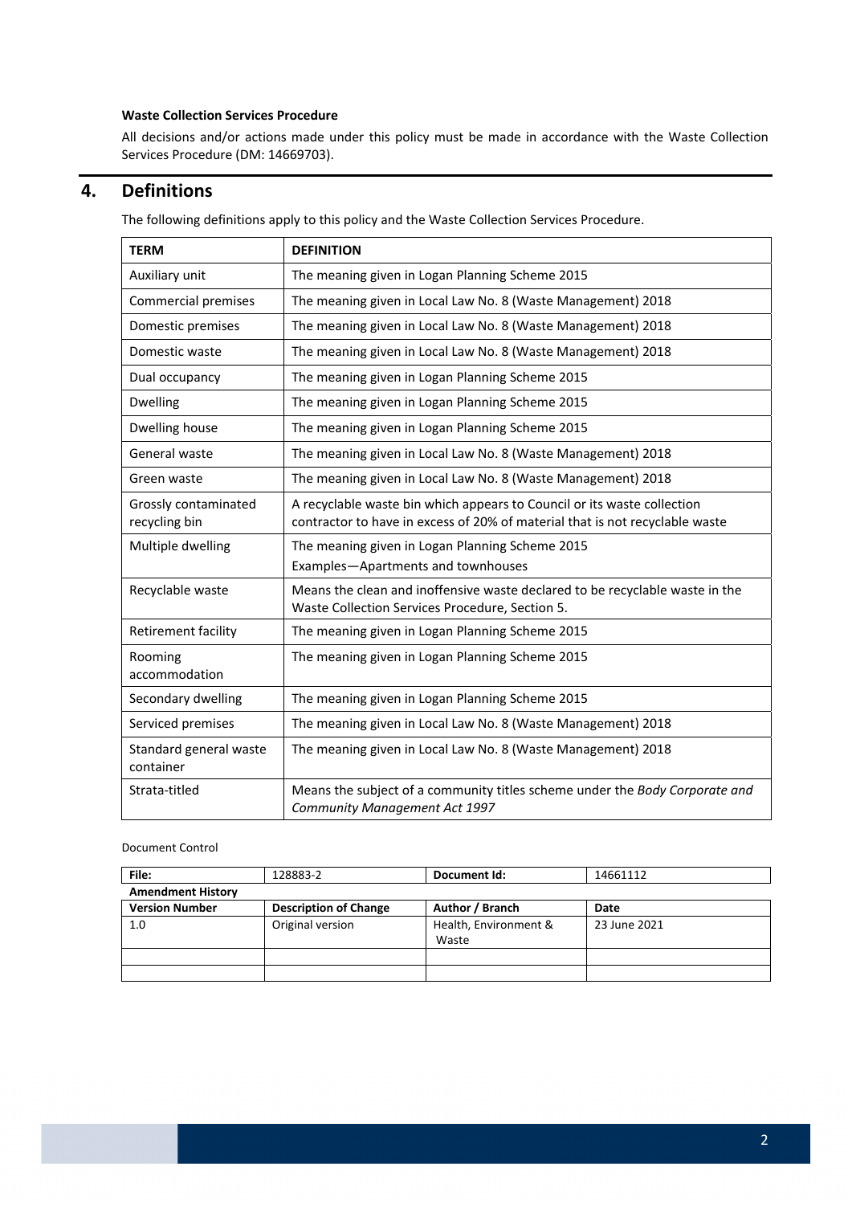**Waste Collection Services Procedure**

All decisions and/or actions made under this policy must be made in accordance with the Waste Collection Services Procedure (DM: 14669703).

## 4. Definitions

The following definitions apply to this policy and the Waste Collection Services Procedure.

| TERM | DEFINITION |
|---|---|
| Auxiliary unit | The meaning given in Logan Planning Scheme 2015 |
| Commercial premises | The meaning given in Local Law No. 8 (Waste Management) 2018 |
| Domestic premises | The meaning given in Local Law No. 8 (Waste Management) 2018 |
| Domestic waste | The meaning given in Local Law No. 8 (Waste Management) 2018 |
| Dual occupancy | The meaning given in Logan Planning Scheme 2015 |
| Dwelling | The meaning given in Logan Planning Scheme 2015 |
| Dwelling house | The meaning given in Logan Planning Scheme 2015 |
| General waste | The meaning given in Local Law No. 8 (Waste Management) 2018 |
| Green waste | The meaning given in Local Law No. 8 (Waste Management) 2018 |
| Grossly contaminated recycling bin | A recyclable waste bin which appears to Council or its waste collection contractor to have in excess of 20% of material that is not recyclable waste |
| Multiple dwelling | The meaning given in Logan Planning Scheme 2015<br>Examples—Apartments and townhouses |
| Recyclable waste | Means the clean and inoffensive waste declared to be recyclable waste in the Waste Collection Services Procedure, Section 5. |
| Retirement facility | The meaning given in Logan Planning Scheme 2015 |
| Rooming accommodation | The meaning given in Logan Planning Scheme 2015 |
| Secondary dwelling | The meaning given in Logan Planning Scheme 2015 |
| Serviced premises | The meaning given in Local Law No. 8 (Waste Management) 2018 |
| Standard general waste container | The meaning given in Local Law No. 8 (Waste Management) 2018 |
| Strata-titled | Means the subject of a community titles scheme under the *Body Corporate and Community Management Act 1997* |

Document Control

| File: | 128883-2 | Document Id: | 14661112 |
|---|---|---|---|
| **Amendment History** | | | |
| **Version Number** | **Description of Change** | **Author / Branch** | **Date** |
| 1.0 | Original version | Health, Environment & Waste | 23 June 2021 |
| | | | |
| | | | |